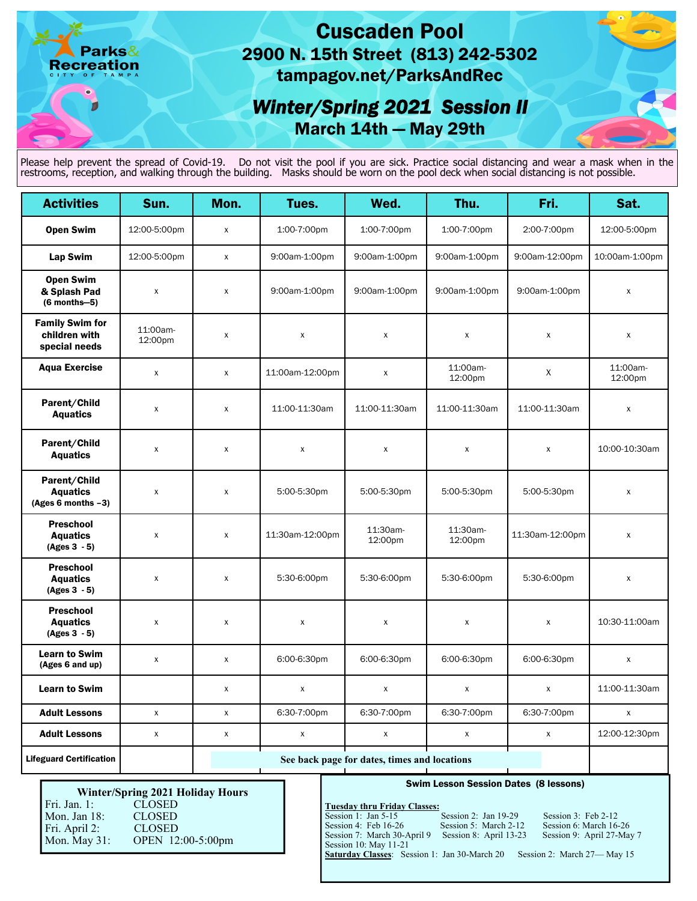Parks & Recreation
CITY OF TAMPA

# Cuscaden Pool

## 2900 N. 15th Street (813) 242-5302

## tampagov.net/ParksAndRec

## *Winter/Spring 2021 Session II*

## March 14th — May 29th

Please help prevent the spread of Covid-19. Do not visit the pool if you are sick. Practice social distancing and wear a mask when in the restrooms, reception, and walking through the building. Masks should be worn on the pool deck when social distancing is not possible.

| Activities | Sun. | Mon. | Tues. | Wed. | Thu. | Fri. | Sat. |
|---|---|---|---|---|---|---|---|
| **Open Swim** | 12:00-5:00pm | x | 1:00-7:00pm | 1:00-7:00pm | 1:00-7:00pm | 2:00-7:00pm | 12:00-5:00pm |
| **Lap Swim** | 12:00-5:00pm | x | 9:00am-1:00pm | 9:00am-1:00pm | 9:00am-1:00pm | 9:00am-12:00pm | 10:00am-1:00pm |
| **Open Swim & Splash Pad (6 months—5)** | x | x | 9:00am-1:00pm | 9:00am-1:00pm | 9:00am-1:00pm | 9:00am-1:00pm | x |
| **Family Swim for children with special needs** | 11:00am-12:00pm | x | x | x | x | x | x |
| **Aqua Exercise** | x | x | 11:00am-12:00pm | x | 11:00am-12:00pm | X | 11:00am-12:00pm |
| **Parent/Child Aquatics** | x | x | 11:00-11:30am | 11:00-11:30am | 11:00-11:30am | 11:00-11:30am | x |
| **Parent/Child Aquatics** | x | x | x | x | x | x | 10:00-10:30am |
| **Parent/Child Aquatics (Ages 6 months –3)** | x | x | 5:00-5:30pm | 5:00-5:30pm | 5:00-5:30pm | 5:00-5:30pm | x |
| **Preschool Aquatics (Ages 3 - 5)** | x | x | 11:30am-12:00pm | 11:30am-12:00pm | 11:30am-12:00pm | 11:30am-12:00pm | x |
| **Preschool Aquatics (Ages 3 - 5)** | x | x | 5:30-6:00pm | 5:30-6:00pm | 5:30-6:00pm | 5:30-6:00pm | x |
| **Preschool Aquatics (Ages 3 - 5)** | x | x | x | x | x | x | 10:30-11:00am |
| **Learn to Swim (Ages 6 and up)** | x | x | 6:00-6:30pm | 6:00-6:30pm | 6:00-6:30pm | 6:00-6:30pm | x |
| **Learn to Swim** | | x | x | x | x | x | 11:00-11:30am |
| **Adult Lessons** | x | x | 6:30-7:00pm | 6:30-7:00pm | 6:30-7:00pm | 6:30-7:00pm | x |
| **Adult Lessons** | x | x | x | x | x | x | 12:00-12:30pm |
| **Lifeguard Certification** | | See back page for dates, times and locations | | | | | |

### Winter/Spring 2021 Holiday Hours

| | |
|---|---|
| Fri. Jan. 1: | CLOSED |
| Mon. Jan 18: | CLOSED |
| Fri. April 2: | CLOSED |
| Mon. May 31: | OPEN 12:00-5:00pm |

### Swim Lesson Session Dates (8 lessons)

**Tuesday thru Friday Classes:**

Session 1: Jan 5-15
Session 2: Jan 19-29
Session 3: Feb 2-12
Session 4: Feb 16-26
Session 5: March 2-12
Session 6: March 16-26
Session 7: March 30-April 9
Session 8: April 13-23
Session 9: April 27-May 7
Session 10: May 11-21

**Saturday Classes**: Session 1: Jan 30-March 20 Session 2: March 27— May 15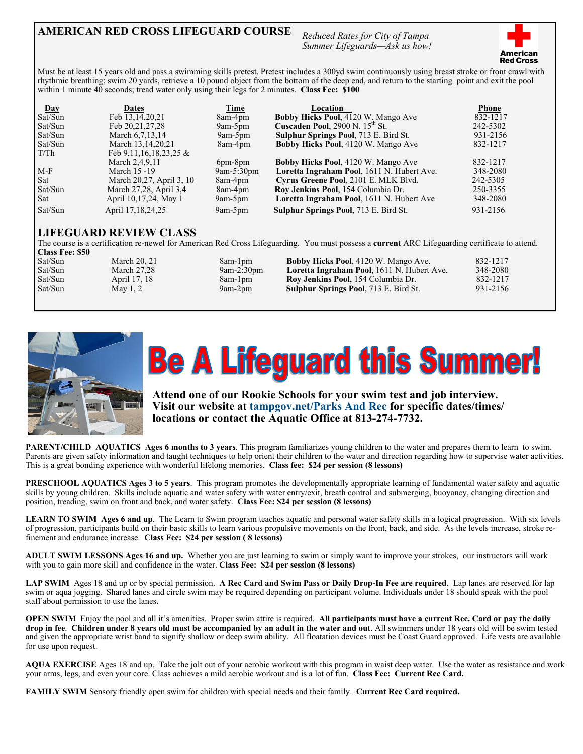## AMERICAN RED CROSS LIFEGUARD COURSE

*Reduced Rates for City of Tampa Summer Lifeguards—Ask us how!*

American Red Cross

Must be at least 15 years old and pass a swimming skills pretest. Pretest includes a 300yd swim continuously using breast stroke or front crawl with rhythmic breathing; swim 20 yards, retrieve a 10 pound object from the bottom of the deep end, and return to the starting point and exit the pool within 1 minute 40 seconds; tread water only using their legs for 2 minutes. **Class Fee: $100**

| Day | Dates | Time | Location | Phone |
|---|---|---|---|---|
| Sat/Sun | Feb 13,14,20,21 | 8am-4pm | **Bobby Hicks Pool**, 4120 W. Mango Ave | 832-1217 |
| Sat/Sun | Feb 20,21,27,28 | 9am-5pm | **Cuscaden Pool**, 2900 N. 15th St. | 242-5302 |
| Sat/Sun | March 6,7,13,14 | 9am-5pm | **Sulphur Springs Pool**, 713 E. Bird St. | 931-2156 |
| Sat/Sun | March 13,14,20,21 | 8am-4pm | **Bobby Hicks Pool**, 4120 W. Mango Ave | 832-1217 |
| T/Th | Feb 9,11,16,18,23,25 & March 2,4,9,11 | 6pm-8pm | **Bobby Hicks Pool**, 4120 W. Mango Ave | 832-1217 |
| M-F | March 15 -19 | 9am-5:30pm | **Loretta Ingraham Pool**, 1611 N. Hubert Ave. | 348-2080 |
| Sat | March 20,27, April 3, 10 | 8am-4pm | **Cyrus Greene Pool**, 2101 E. MLK Blvd. | 242-5305 |
| Sat/Sun | March 27,28, April 3,4 | 8am-4pm | **Roy Jenkins Pool**, 154 Columbia Dr. | 250-3355 |
| Sat | April 10,17,24, May 1 | 9am-5pm | **Loretta Ingraham Pool**, 1611 N. Hubert Ave | 348-2080 |
| Sat/Sun | April 17,18,24,25 | 9am-5pm | **Sulphur Springs Pool**, 713 E. Bird St. | 931-2156 |

## LIFEGUARD REVIEW CLASS

The course is a certification re-newel for American Red Cross Lifeguarding. You must possess a **current** ARC Lifeguarding certificate to attend.
**Class Fee: $50**

| | | | | |
|---|---|---|---|---|
| Sat/Sun | March 20, 21 | 8am-1pm | **Bobby Hicks Pool**, 4120 W. Mango Ave. | 832-1217 |
| Sat/Sun | March 27,28 | 9am-2:30pm | **Loretta Ingraham Pool**, 1611 N. Hubert Ave. | 348-2080 |
| Sat/Sun | April 17, 18 | 8am-1pm | **Roy Jenkins Pool**, 154 Columbia Dr. | 832-1217 |
| Sat/Sun | May 1, 2 | 9am-2pm | **Sulphur Springs Pool**, 713 E. Bird St. | 931-2156 |

# Be A Lifeguard this Summer!

**Attend one of our Rookie Schools for your swim test and job interview. Visit our website at tampgov.net/Parks And Rec for specific dates/times/ locations or contact the Aquatic Office at 813-274-7732.**

**PARENT/CHILD AQUATICS Ages 6 months to 3 years**. This program familiarizes young children to the water and prepares them to learn to swim. Parents are given safety information and taught techniques to help orient their children to the water and direction regarding how to supervise water activities. This is a great bonding experience with wonderful lifelong memories. **Class fee: $24 per session (8 lessons)**

**PRESCHOOL AQUATICS Ages 3 to 5 years**. This program promotes the developmentally appropriate learning of fundamental water safety and aquatic skills by young children. Skills include aquatic and water safety with water entry/exit, breath control and submerging, buoyancy, changing direction and position, treading, swim on front and back, and water safety. **Class Fee: $24 per session (8 lessons)**

**LEARN TO SWIM Ages 6 and up**. The Learn to Swim program teaches aquatic and personal water safety skills in a logical progression. With six levels of progression, participants build on their basic skills to learn various propulsive movements on the front, back, and side. As the levels increase, stroke re-finement and endurance increase. **Class Fee: $24 per session ( 8 lessons)**

**ADULT SWIM LESSONS Ages 16 and up.** Whether you are just learning to swim or simply want to improve your strokes, our instructors will work with you to gain more skill and confidence in the water. **Class Fee: $24 per session (8 lessons)**

**LAP SWIM** Ages 18 and up or by special permission. **A Rec Card and Swim Pass or Daily Drop-In Fee are required**. Lap lanes are reserved for lap swim or aqua jogging. Shared lanes and circle swim may be required depending on participant volume. Individuals under 18 should speak with the pool staff about permission to use the lanes.

**OPEN SWIM** Enjoy the pool and all it's amenities. Proper swim attire is required. **All participants must have a current Rec. Card or pay the daily drop in fee**. **Children under 8 years old must be accompanied by an adult in the water and out**. All swimmers under 18 years old will be swim tested and given the appropriate wrist band to signify shallow or deep swim ability. All floatation devices must be Coast Guard approved. Life vests are available for use upon request.

**AQUA EXERCISE** Ages 18 and up. Take the jolt out of your aerobic workout with this program in waist deep water. Use the water as resistance and work your arms, legs, and even your core. Class achieves a mild aerobic workout and is a lot of fun. **Class Fee: Current Rec Card.**

**FAMILY SWIM** Sensory friendly open swim for children with special needs and their family. **Current Rec Card required.**